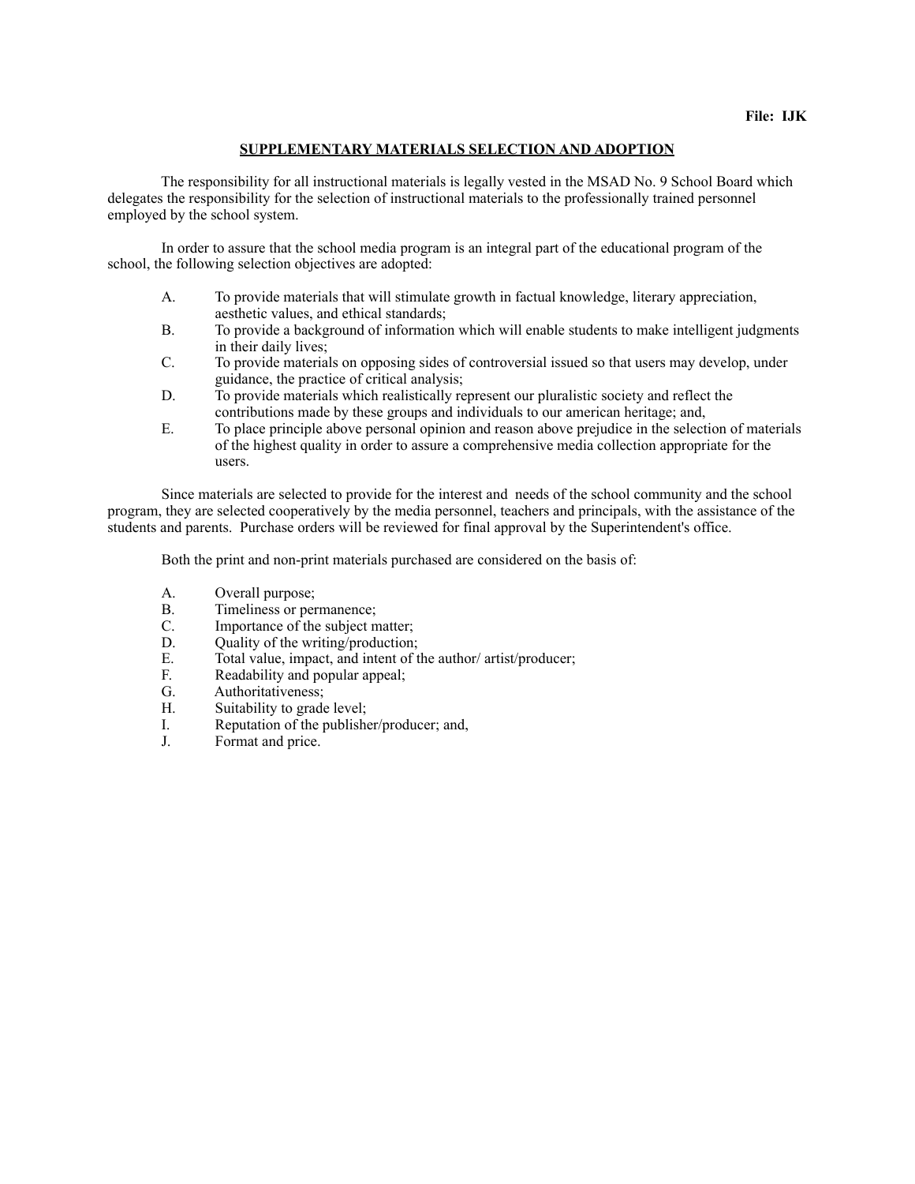**File: IJK**

## SUPPLEMENTARY MATERIALS SELECTION AND ADOPTION

The responsibility for all instructional materials is legally vested in the MSAD No. 9 School Board which delegates the responsibility for the selection of instructional materials to the professionally trained personnel employed by the school system.

In order to assure that the school media program is an integral part of the educational program of the school, the following selection objectives are adopted:

A. To provide materials that will stimulate growth in factual knowledge, literary appreciation, aesthetic values, and ethical standards;
B. To provide a background of information which will enable students to make intelligent judgments in their daily lives;
C. To provide materials on opposing sides of controversial issued so that users may develop, under guidance, the practice of critical analysis;
D. To provide materials which realistically represent our pluralistic society and reflect the contributions made by these groups and individuals to our american heritage; and,
E. To place principle above personal opinion and reason above prejudice in the selection of materials of the highest quality in order to assure a comprehensive media collection appropriate for the users.

Since materials are selected to provide for the interest and needs of the school community and the school program, they are selected cooperatively by the media personnel, teachers and principals, with the assistance of the students and parents. Purchase orders will be reviewed for final approval by the Superintendent's office.

Both the print and non-print materials purchased are considered on the basis of:

A. Overall purpose;
B. Timeliness or permanence;
C. Importance of the subject matter;
D. Quality of the writing/production;
E. Total value, impact, and intent of the author/ artist/producer;
F. Readability and popular appeal;
G. Authoritativeness;
H. Suitability to grade level;
I. Reputation of the publisher/producer; and,
J. Format and price.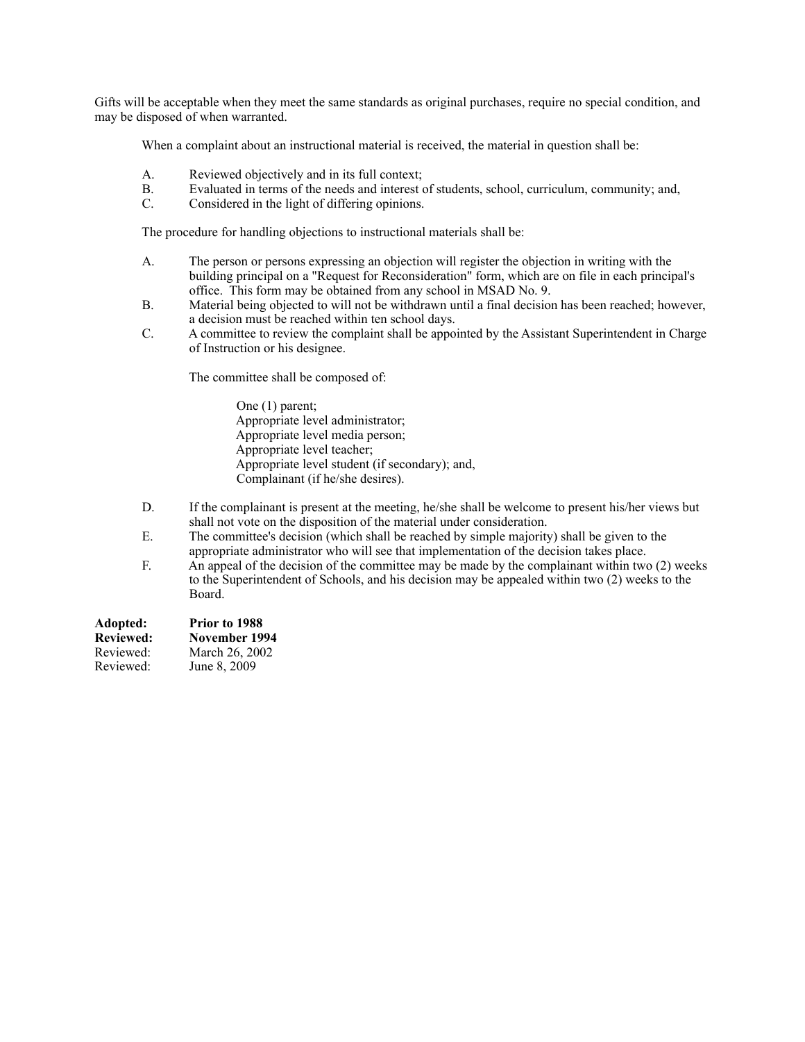Gifts will be acceptable when they meet the same standards as original purchases, require no special condition, and may be disposed of when warranted.

When a complaint about an instructional material is received, the material in question shall be:

A. Reviewed objectively and in its full context;
B. Evaluated in terms of the needs and interest of students, school, curriculum, community; and,
C. Considered in the light of differing opinions.

The procedure for handling objections to instructional materials shall be:

A. The person or persons expressing an objection will register the objection in writing with the building principal on a "Request for Reconsideration" form, which are on file in each principal's office. This form may be obtained from any school in MSAD No. 9.
B. Material being objected to will not be withdrawn until a final decision has been reached; however, a decision must be reached within ten school days.
C. A committee to review the complaint shall be appointed by the Assistant Superintendent in Charge of Instruction or his designee.

   The committee shall be composed of:

   One (1) parent;
   Appropriate level administrator;
   Appropriate level media person;
   Appropriate level teacher;
   Appropriate level student (if secondary); and,
   Complainant (if he/she desires).

D. If the complainant is present at the meeting, he/she shall be welcome to present his/her views but shall not vote on the disposition of the material under consideration.
E. The committee's decision (which shall be reached by simple majority) shall be given to the appropriate administrator who will see that implementation of the decision takes place.
F. An appeal of the decision of the committee may be made by the complainant within two (2) weeks to the Superintendent of Schools, and his decision may be appealed within two (2) weeks to the Board.

| | |
|---|---|
| **Adopted:** | **Prior to 1988** |
| **Reviewed:** | **November 1994** |
| Reviewed: | March 26, 2002 |
| Reviewed: | June 8, 2009 |